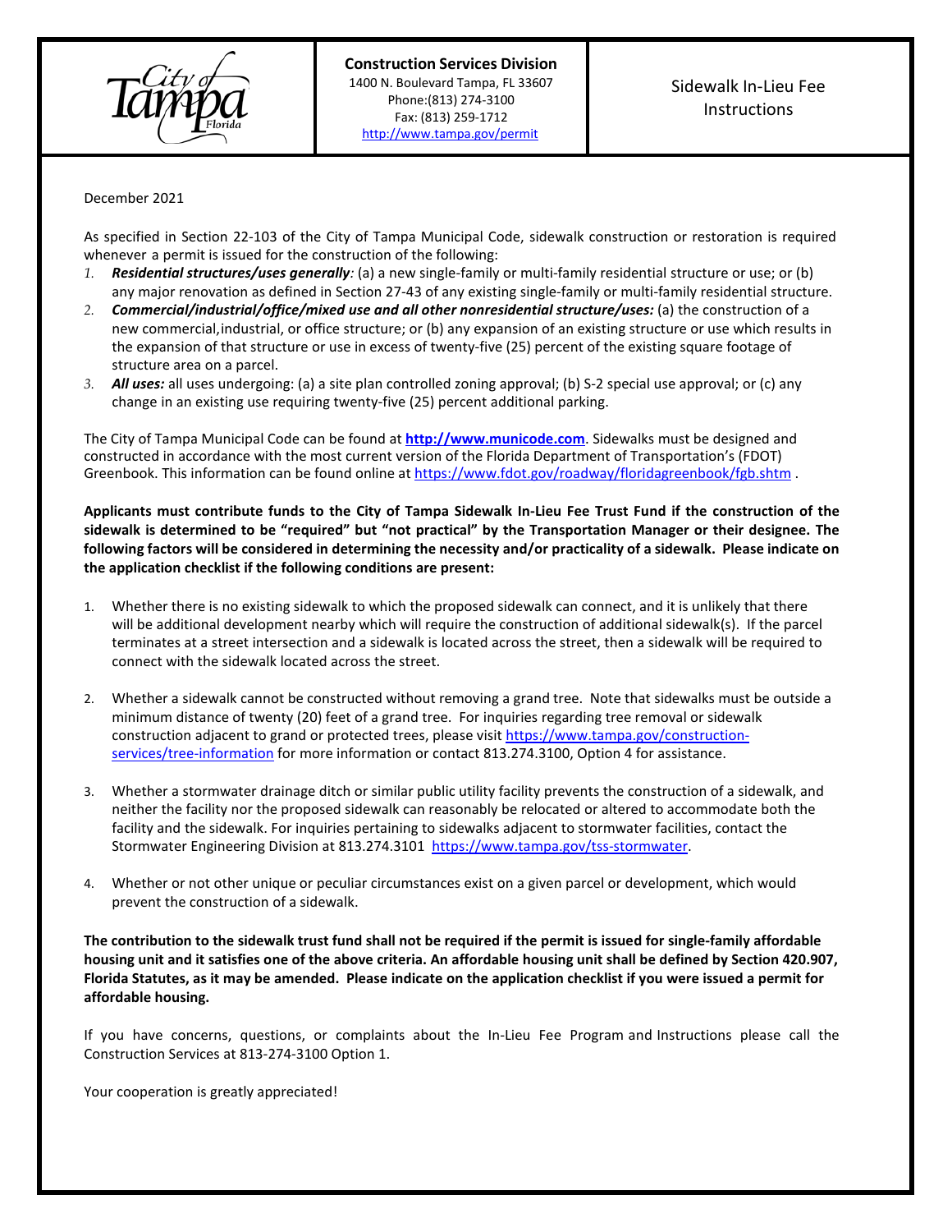**Construction Services Division**
1400 N. Boulevard Tampa, FL 33607
Phone:(813) 274-3100
Fax: (813) 259-1712
http://www.tampa.gov/permit

# Sidewalk In-Lieu Fee Instructions

December 2021

As specified in Section 22-103 of the City of Tampa Municipal Code, sidewalk construction or restoration is required whenever a permit is issued for the construction of the following:

1. ***Residential structures/uses generally:*** (a) a new single-family or multi-family residential structure or use; or (b) any major renovation as defined in Section 27-43 of any existing single-family or multi-family residential structure.
2. ***Commercial/industrial/office/mixed use and all other nonresidential structure/uses:*** (a) the construction of a new commercial,industrial, or office structure; or (b) any expansion of an existing structure or use which results in the expansion of that structure or use in excess of twenty-five (25) percent of the existing square footage of structure area on a parcel.
3. ***All uses:*** all uses undergoing: (a) a site plan controlled zoning approval; (b) S-2 special use approval; or (c) any change in an existing use requiring twenty-five (25) percent additional parking.

The City of Tampa Municipal Code can be found at **http://www.municode.com**. Sidewalks must be designed and constructed in accordance with the most current version of the Florida Department of Transportation's (FDOT) Greenbook. This information can be found online at https://www.fdot.gov/roadway/floridagreenbook/fgb.shtm .

**Applicants must contribute funds to the City of Tampa Sidewalk In-Lieu Fee Trust Fund if the construction of the sidewalk is determined to be "required" but "not practical" by the Transportation Manager or their designee. The following factors will be considered in determining the necessity and/or practicality of a sidewalk. Please indicate on the application checklist if the following conditions are present:**

1. Whether there is no existing sidewalk to which the proposed sidewalk can connect, and it is unlikely that there will be additional development nearby which will require the construction of additional sidewalk(s). If the parcel terminates at a street intersection and a sidewalk is located across the street, then a sidewalk will be required to connect with the sidewalk located across the street.

2. Whether a sidewalk cannot be constructed without removing a grand tree. Note that sidewalks must be outside a minimum distance of twenty (20) feet of a grand tree. For inquiries regarding tree removal or sidewalk construction adjacent to grand or protected trees, please visit https://www.tampa.gov/construction-services/tree-information for more information or contact 813.274.3100, Option 4 for assistance.

3. Whether a stormwater drainage ditch or similar public utility facility prevents the construction of a sidewalk, and neither the facility nor the proposed sidewalk can reasonably be relocated or altered to accommodate both the facility and the sidewalk. For inquiries pertaining to sidewalks adjacent to stormwater facilities, contact the Stormwater Engineering Division at 813.274.3101 https://www.tampa.gov/tss-stormwater.

4. Whether or not other unique or peculiar circumstances exist on a given parcel or development, which would prevent the construction of a sidewalk.

**The contribution to the sidewalk trust fund shall not be required if the permit is issued for single-family affordable housing unit and it satisfies one of the above criteria. An affordable housing unit shall be defined by Section 420.907, Florida Statutes, as it may be amended. Please indicate on the application checklist if you were issued a permit for affordable housing.**

If you have concerns, questions, or complaints about the In-Lieu Fee Program and Instructions please call the Construction Services at 813-274-3100 Option 1.

Your cooperation is greatly appreciated!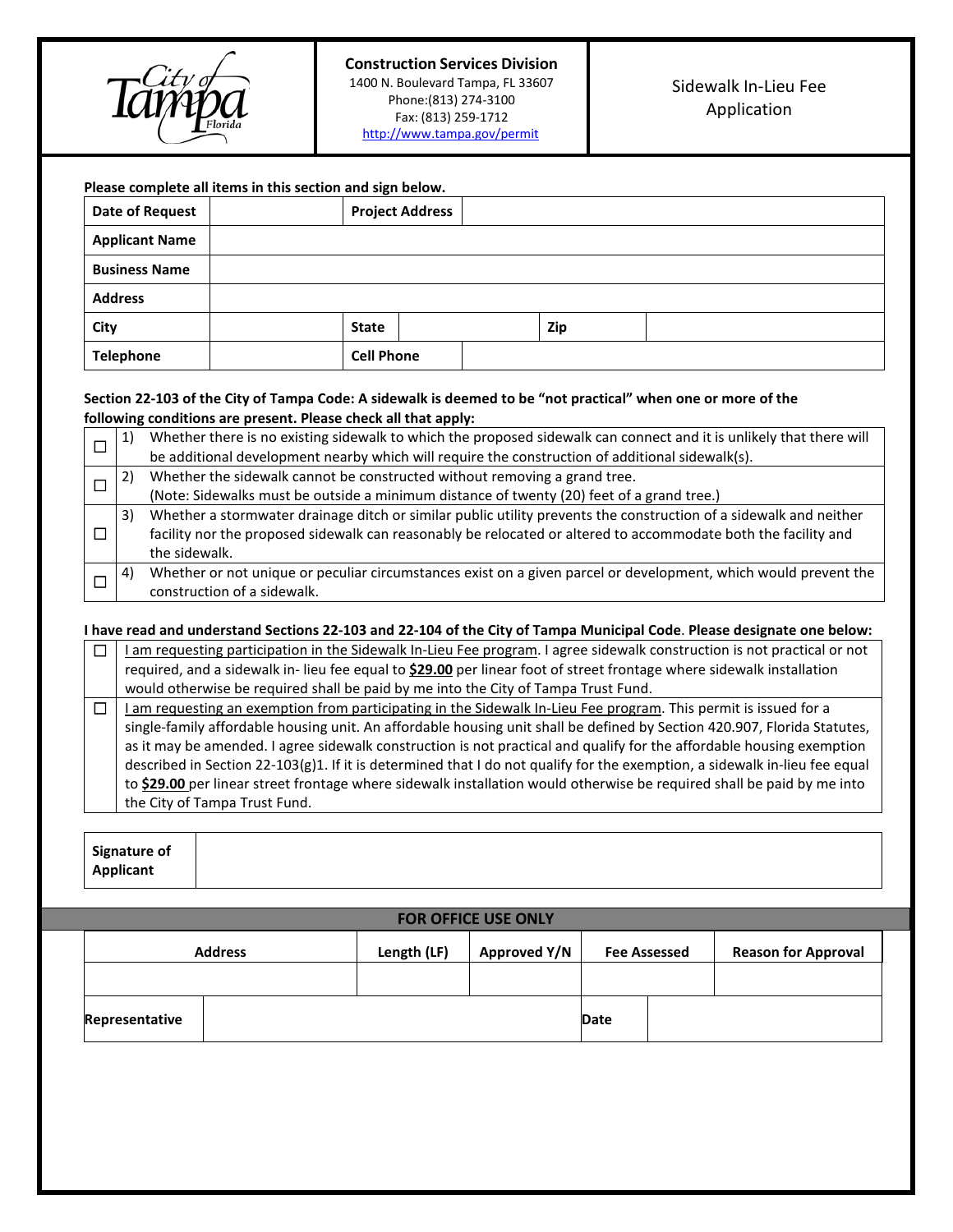City of Tampa Florida

**Construction Services Division**
1400 N. Boulevard Tampa, FL 33607
Phone:(813) 274-3100
Fax: (813) 259-1712
http://www.tampa.gov/permit

Sidewalk In-Lieu Fee Application

**Please complete all items in this section and sign below.**

| | | | | | |
|---|---|---|---|---|---|
| **Date of Request** | | **Project Address** | | | |
| **Applicant Name** | | | | | |
| **Business Name** | | | | | |
| **Address** | | | | | |
| **City** | | **State** | | **Zip** | |
| **Telephone** | | **Cell Phone** | | | |

**Section 22-103 of the City of Tampa Code: A sidewalk is deemed to be "not practical" when one or more of the following conditions are present. Please check all that apply:**

| | | |
|---|---|---|
| ☐ | 1) | Whether there is no existing sidewalk to which the proposed sidewalk can connect and it is unlikely that there will be additional development nearby which will require the construction of additional sidewalk(s). |
| ☐ | 2) | Whether the sidewalk cannot be constructed without removing a grand tree. (Note: Sidewalks must be outside a minimum distance of twenty (20) feet of a grand tree.) |
| ☐ | 3) | Whether a stormwater drainage ditch or similar public utility prevents the construction of a sidewalk and neither facility nor the proposed sidewalk can reasonably be relocated or altered to accommodate both the facility and the sidewalk. |
| ☐ | 4) | Whether or not unique or peculiar circumstances exist on a given parcel or development, which would prevent the construction of a sidewalk. |

**I have read and understand Sections 22-103 and 22-104 of the City of Tampa Municipal Code**. **Please designate one below:**

| | |
|---|---|
| ☐ | I am requesting participation in the Sidewalk In-Lieu Fee program. I agree sidewalk construction is not practical or not required, and a sidewalk in- lieu fee equal to **$29.00** per linear foot of street frontage where sidewalk installation would otherwise be required shall be paid by me into the City of Tampa Trust Fund. |
| ☐ | I am requesting an exemption from participating in the Sidewalk In-Lieu Fee program. This permit is issued for a single-family affordable housing unit. An affordable housing unit shall be defined by Section 420.907, Florida Statutes, as it may be amended. I agree sidewalk construction is not practical and qualify for the affordable housing exemption described in Section 22-103(g)1. If it is determined that I do not qualify for the exemption, a sidewalk in-lieu fee equal to **$29.00** per linear street frontage where sidewalk installation would otherwise be required shall be paid by me into the City of Tampa Trust Fund. |

| | |
|---|---|
| **Signature of Applicant** | |

**FOR OFFICE USE ONLY**

| Address | Length (LF) | Approved Y/N | Fee Assessed | Reason for Approval |
|---|---|---|---|---|
| | | | | |
| **Representative** | | | **Date** | |